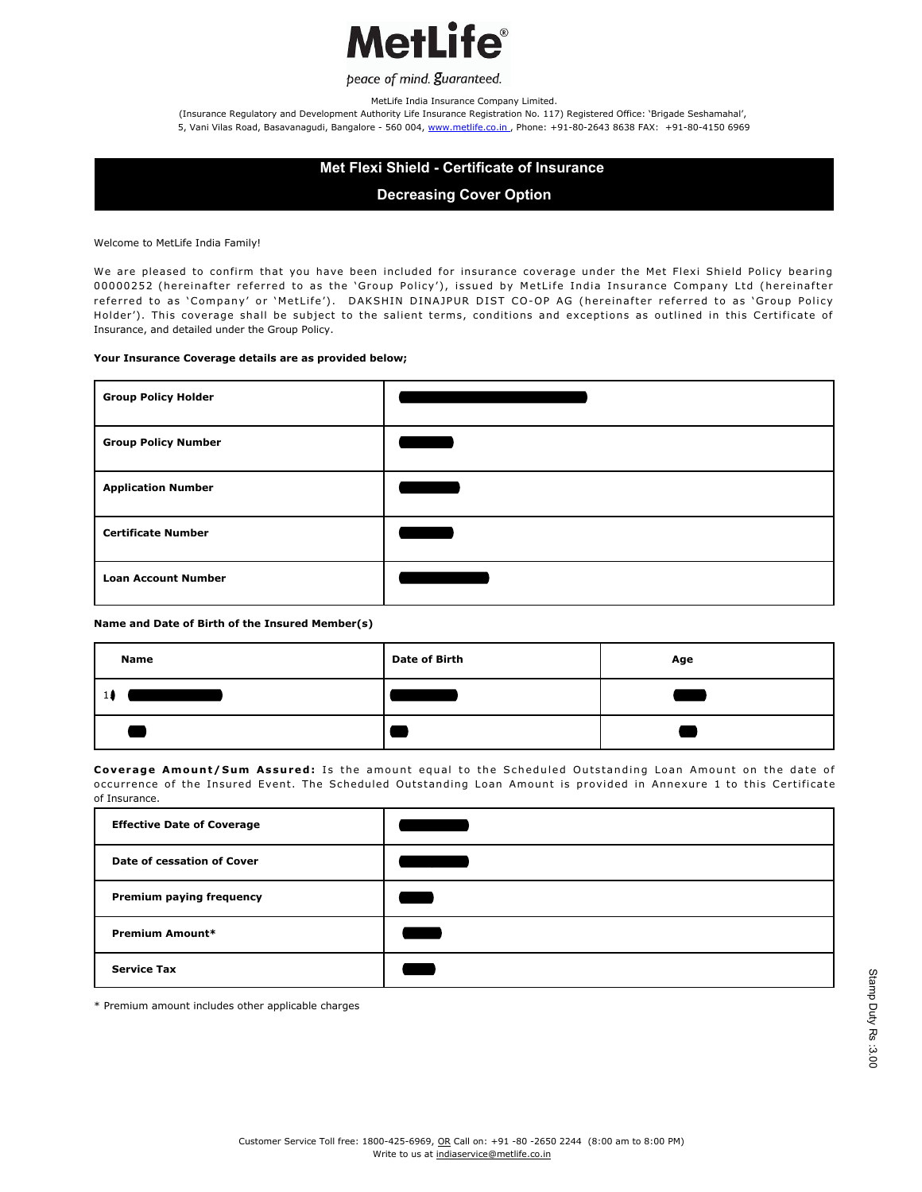MetLife

peace of mind. guaranteed.

MetLife India Insurance Company Limited.
(Insurance Regulatory and Development Authority Life Insurance Registration No. 117) Registered Office: 'Brigade Seshamahal',
5, Vani Vilas Road, Basavanagudi, Bangalore - 560 004, www.metlife.co.in , Phone: +91-80-2643 8638 FAX: +91-80-4150 6969

# Met Flexi Shield - Certificate of Insurance

## Decreasing Cover Option

Welcome to MetLife India Family!

We are pleased to confirm that you have been included for insurance coverage under the Met Flexi Shield Policy bearing 00000252 (hereinafter referred to as the 'Group Policy'), issued by MetLife India Insurance Company Ltd (hereinafter referred to as 'Company' or 'MetLife'). DAKSHIN DINAJPUR DIST CO-OP AG (hereinafter referred to as 'Group Policy Holder'). This coverage shall be subject to the salient terms, conditions and exceptions as outlined in this Certificate of Insurance, and detailed under the Group Policy.

**Your Insurance Coverage details are as provided below;**

| | |
|---|---|
| **Group Policy Holder** | |
| **Group Policy Number** | |
| **Application Number** | |
| **Certificate Number** | |
| **Loan Account Number** | |

**Name and Date of Birth of the Insured Member(s)**

| Name | Date of Birth | Age |
|---|---|---|
| 1) | | |
| | | |

**Coverage Amount/Sum Assured:** Is the amount equal to the Scheduled Outstanding Loan Amount on the date of occurrence of the Insured Event. The Scheduled Outstanding Loan Amount is provided in Annexure 1 to this Certificate of Insurance.

| | |
|---|---|
| **Effective Date of Coverage** | |
| **Date of cessation of Cover** | |
| **Premium paying frequency** | |
| **Premium Amount*** | |
| **Service Tax** | |

* Premium amount includes other applicable charges

Stamp Duty Rs :3.00

Customer Service Toll free: 1800-425-6969, OR Call on: +91 -80 -2650 2244 (8:00 am to 8:00 PM)
Write to us at indiaservice@metlife.co.in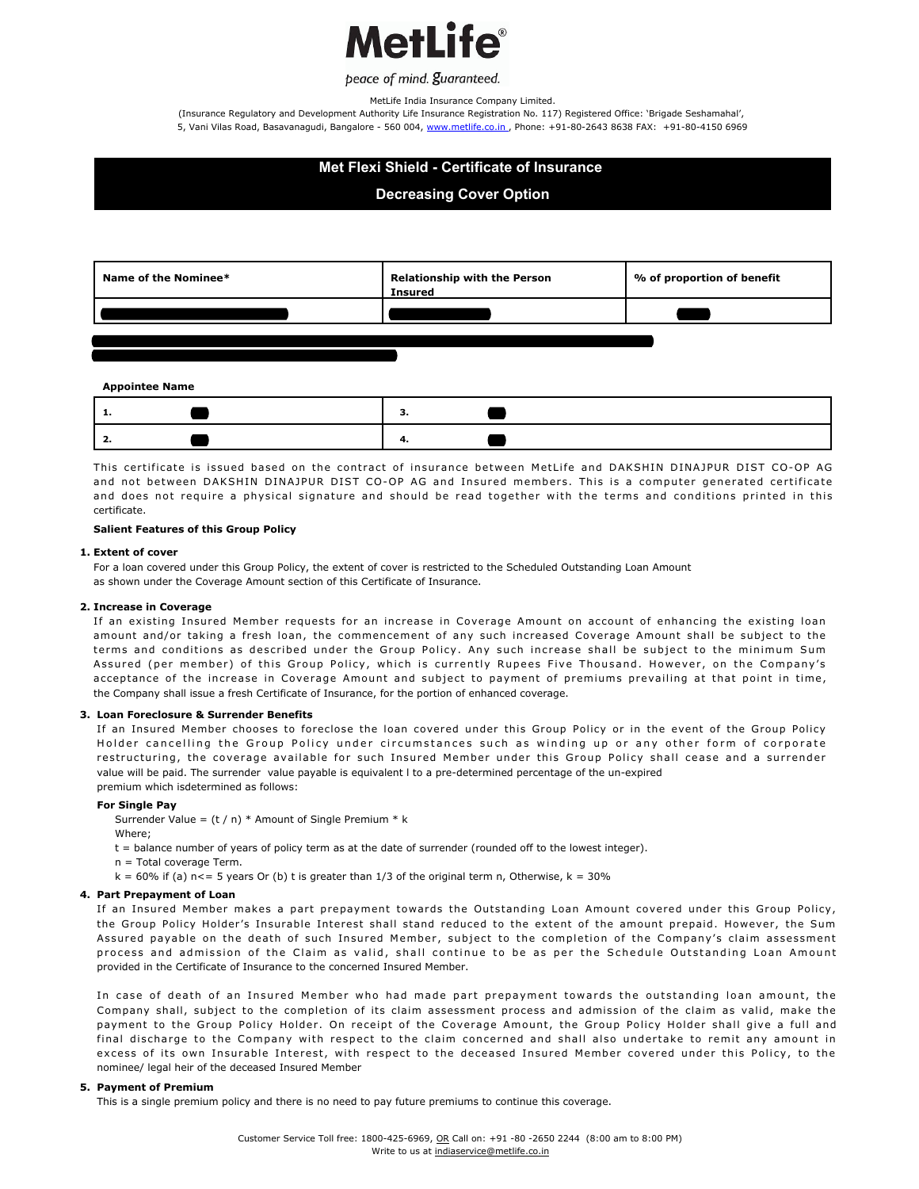MetLife®

peace of mind. guaranteed.

MetLife India Insurance Company Limited.
(Insurance Regulatory and Development Authority Life Insurance Registration No. 117) Registered Office: 'Brigade Seshamahal',
5, Vani Vilas Road, Basavanagudi, Bangalore - 560 004, www.metlife.co.in , Phone: +91-80-2643 8638 FAX: +91-80-4150 6969

# Met Flexi Shield - Certificate of Insurance

## Decreasing Cover Option

| Name of the Nominee* | Relationship with the Person Insured | % of proportion of benefit |
|---|---|---|
| | | |

**Appointee Name**

| | |
|---|---|
| 1. | 3. |
| 2. | 4. |

This certificate is issued based on the contract of insurance between MetLife and DAKSHIN DINAJPUR DIST CO-OP AG and not between DAKSHIN DINAJPUR DIST CO-OP AG and Insured members. This is a computer generated certificate and does not require a physical signature and should be read together with the terms and conditions printed in this certificate.

**Salient Features of this Group Policy**

**1. Extent of cover**

For a loan covered under this Group Policy, the extent of cover is restricted to the Scheduled Outstanding Loan Amount as shown under the Coverage Amount section of this Certificate of Insurance.

**2. Increase in Coverage**

If an existing Insured Member requests for an increase in Coverage Amount on account of enhancing the existing loan amount and/or taking a fresh loan, the commencement of any such increased Coverage Amount shall be subject to the terms and conditions as described under the Group Policy. Any such increase shall be subject to the minimum Sum Assured (per member) of this Group Policy, which is currently Rupees Five Thousand. However, on the Company's acceptance of the increase in Coverage Amount and subject to payment of premiums prevailing at that point in time, the Company shall issue a fresh Certificate of Insurance, for the portion of enhanced coverage.

**3. Loan Foreclosure & Surrender Benefits**

If an Insured Member chooses to foreclose the loan covered under this Group Policy or in the event of the Group Policy Holder cancelling the Group Policy under circumstances such as winding up or any other form of corporate restructuring, the coverage available for such Insured Member under this Group Policy shall cease and a surrender value will be paid. The surrender value payable is equivalent l to a pre-determined percentage of the un-expired premium which isdetermined as follows:

**For Single Pay**

Surrender Value = (t / n) * Amount of Single Premium * k

Where;

t = balance number of years of policy term as at the date of surrender (rounded off to the lowest integer).

n = Total coverage Term.

k = 60% if (a) n<= 5 years Or (b) t is greater than 1/3 of the original term n, Otherwise, k = 30%

**4. Part Prepayment of Loan**

If an Insured Member makes a part prepayment towards the Outstanding Loan Amount covered under this Group Policy, the Group Policy Holder's Insurable Interest shall stand reduced to the extent of the amount prepaid. However, the Sum Assured payable on the death of such Insured Member, subject to the completion of the Company's claim assessment process and admission of the Claim as valid, shall continue to be as per the Schedule Outstanding Loan Amount provided in the Certificate of Insurance to the concerned Insured Member.

In case of death of an Insured Member who had made part prepayment towards the outstanding loan amount, the Company shall, subject to the completion of its claim assessment process and admission of the claim as valid, make the payment to the Group Policy Holder. On receipt of the Coverage Amount, the Group Policy Holder shall give a full and final discharge to the Company with respect to the claim concerned and shall also undertake to remit any amount in excess of its own Insurable Interest, with respect to the deceased Insured Member covered under this Policy, to the nominee/ legal heir of the deceased Insured Member

**5. Payment of Premium**

This is a single premium policy and there is no need to pay future premiums to continue this coverage.

Customer Service Toll free: 1800-425-6969, OR Call on: +91 -80 -2650 2244 (8:00 am to 8:00 PM)
Write to us at indiaservice@metlife.co.in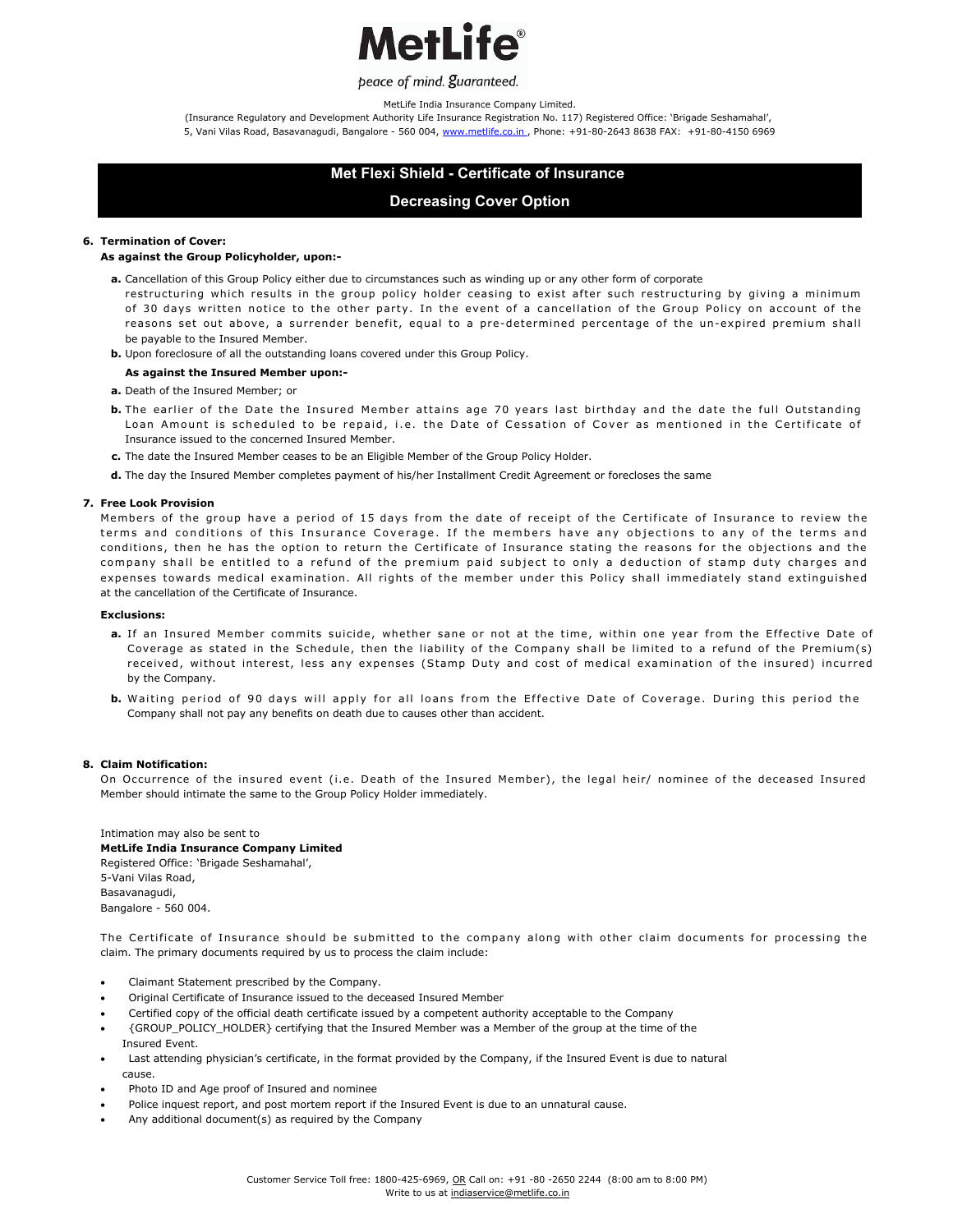# Met Flexi Shield - Certificate of Insurance

## Decreasing Cover Option

**6. Termination of Cover:**

**As against the Group Policyholder, upon:-**

- **a.** Cancellation of this Group Policy either due to circumstances such as winding up or any other form of corporate restructuring which results in the group policy holder ceasing to exist after such restructuring by giving a minimum of 30 days written notice to the other party. In the event of a cancellation of the Group Policy on account of the reasons set out above, a surrender benefit, equal to a pre-determined percentage of the un-expired premium shall be payable to the Insured Member.
- **b.** Upon foreclosure of all the outstanding loans covered under this Group Policy.

**As against the Insured Member upon:-**

- **a.** Death of the Insured Member; or
- **b.** The earlier of the Date the Insured Member attains age 70 years last birthday and the date the full Outstanding Loan Amount is scheduled to be repaid, i.e. the Date of Cessation of Cover as mentioned in the Certificate of Insurance issued to the concerned Insured Member.
- **c.** The date the Insured Member ceases to be an Eligible Member of the Group Policy Holder.
- **d.** The day the Insured Member completes payment of his/her Installment Credit Agreement or forecloses the same

**7. Free Look Provision**

Members of the group have a period of 15 days from the date of receipt of the Certificate of Insurance to review the terms and conditions of this Insurance Coverage. If the members have any objections to any of the terms and conditions, then he has the option to return the Certificate of Insurance stating the reasons for the objections and the company shall be entitled to a refund of the premium paid subject to only a deduction of stamp duty charges and expenses towards medical examination. All rights of the member under this Policy shall immediately stand extinguished at the cancellation of the Certificate of Insurance.

**Exclusions:**

- **a.** If an Insured Member commits suicide, whether sane or not at the time, within one year from the Effective Date of Coverage as stated in the Schedule, then the liability of the Company shall be limited to a refund of the Premium(s) received, without interest, less any expenses (Stamp Duty and cost of medical examination of the insured) incurred by the Company.
- **b.** Waiting period of 90 days will apply for all loans from the Effective Date of Coverage. During this period the Company shall not pay any benefits on death due to causes other than accident.

**8. Claim Notification:**

On Occurrence of the insured event (i.e. Death of the Insured Member), the legal heir/ nominee of the deceased Insured Member should intimate the same to the Group Policy Holder immediately.

Intimation may also be sent to
**MetLife India Insurance Company Limited**
Registered Office: 'Brigade Seshamahal',
5-Vani Vilas Road,
Basavanagudi,
Bangalore - 560 004.

The Certificate of Insurance should be submitted to the company along with other claim documents for processing the claim. The primary documents required by us to process the claim include:

- Claimant Statement prescribed by the Company.
- Original Certificate of Insurance issued to the deceased Insured Member
- Certified copy of the official death certificate issued by a competent authority acceptable to the Company
- {GROUP_POLICY_HOLDER} certifying that the Insured Member was a Member of the group at the time of the Insured Event.
- Last attending physician's certificate, in the format provided by the Company, if the Insured Event is due to natural cause.
- Photo ID and Age proof of Insured and nominee
- Police inquest report, and post mortem report if the Insured Event is due to an unnatural cause.
- Any additional document(s) as required by the Company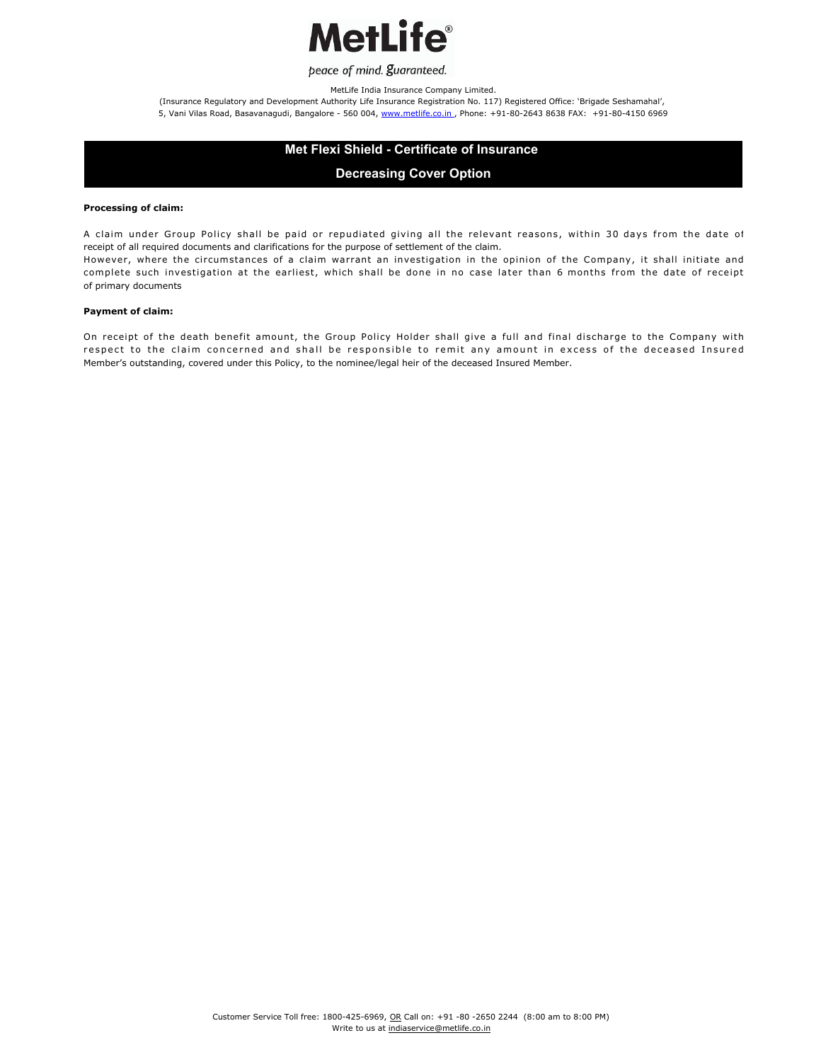## Met Flexi Shield - Certificate of Insurance

## Decreasing Cover Option

**Processing of claim:**

A claim under Group Policy shall be paid or repudiated giving all the relevant reasons, within 30 days from the date of receipt of all required documents and clarifications for the purpose of settlement of the claim.
However, where the circumstances of a claim warrant an investigation in the opinion of the Company, it shall initiate and complete such investigation at the earliest, which shall be done in no case later than 6 months from the date of receipt of primary documents

**Payment of claim:**

On receipt of the death benefit amount, the Group Policy Holder shall give a full and final discharge to the Company with respect to the claim concerned and shall be responsible to remit any amount in excess of the deceased Insured Member's outstanding, covered under this Policy, to the nominee/legal heir of the deceased Insured Member.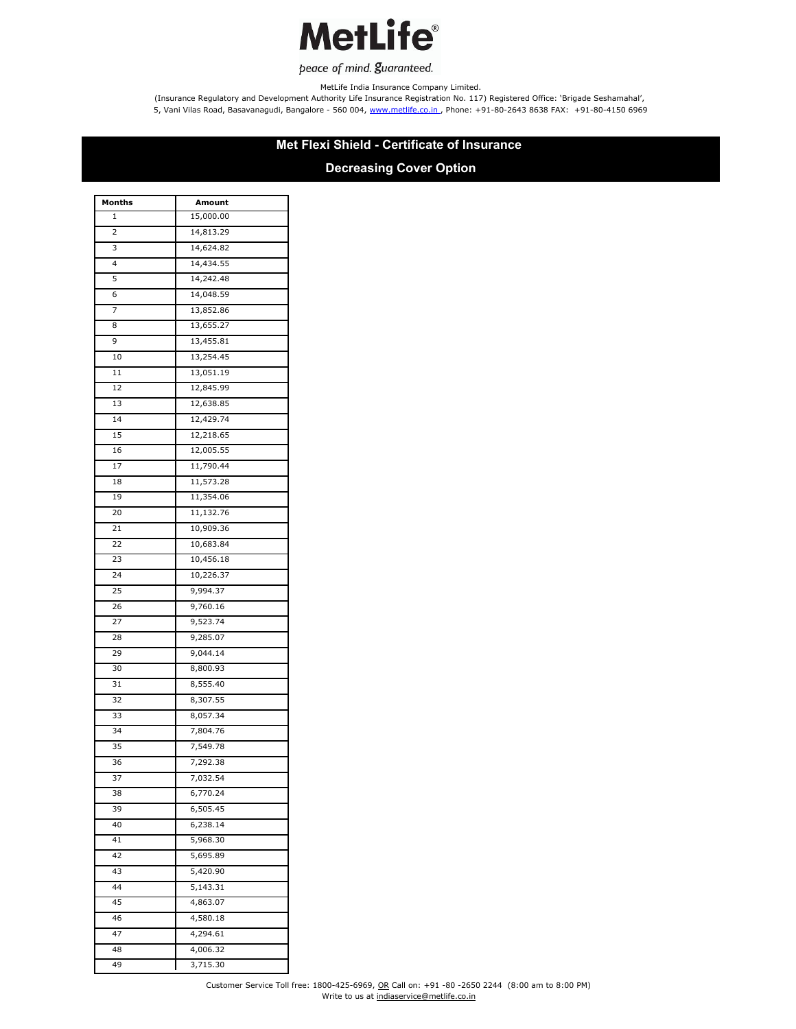MetLife

peace of mind. guaranteed.

MetLife India Insurance Company Limited.
(Insurance Regulatory and Development Authority Life Insurance Registration No. 117) Registered Office: 'Brigade Seshamahal',
5, Vani Vilas Road, Basavanagudi, Bangalore - 560 004, www.metlife.co.in , Phone: +91-80-2643 8638 FAX: +91-80-4150 6969

## Met Flexi Shield - Certificate of Insurance

## Decreasing Cover Option

| Months | Amount |
|---|---|
| 1 | 15,000.00 |
| 2 | 14,813.29 |
| 3 | 14,624.82 |
| 4 | 14,434.55 |
| 5 | 14,242.48 |
| 6 | 14,048.59 |
| 7 | 13,852.86 |
| 8 | 13,655.27 |
| 9 | 13,455.81 |
| 10 | 13,254.45 |
| 11 | 13,051.19 |
| 12 | 12,845.99 |
| 13 | 12,638.85 |
| 14 | 12,429.74 |
| 15 | 12,218.65 |
| 16 | 12,005.55 |
| 17 | 11,790.44 |
| 18 | 11,573.28 |
| 19 | 11,354.06 |
| 20 | 11,132.76 |
| 21 | 10,909.36 |
| 22 | 10,683.84 |
| 23 | 10,456.18 |
| 24 | 10,226.37 |
| 25 | 9,994.37 |
| 26 | 9,760.16 |
| 27 | 9,523.74 |
| 28 | 9,285.07 |
| 29 | 9,044.14 |
| 30 | 8,800.93 |
| 31 | 8,555.40 |
| 32 | 8,307.55 |
| 33 | 8,057.34 |
| 34 | 7,804.76 |
| 35 | 7,549.78 |
| 36 | 7,292.38 |
| 37 | 7,032.54 |
| 38 | 6,770.24 |
| 39 | 6,505.45 |
| 40 | 6,238.14 |
| 41 | 5,968.30 |
| 42 | 5,695.89 |
| 43 | 5,420.90 |
| 44 | 5,143.31 |
| 45 | 4,863.07 |
| 46 | 4,580.18 |
| 47 | 4,294.61 |
| 48 | 4,006.32 |
| 49 | 3,715.30 |

Customer Service Toll free: 1800-425-6969, OR Call on: +91 -80 -2650 2244 (8:00 am to 8:00 PM)
Write to us at indiaservice@metlife.co.in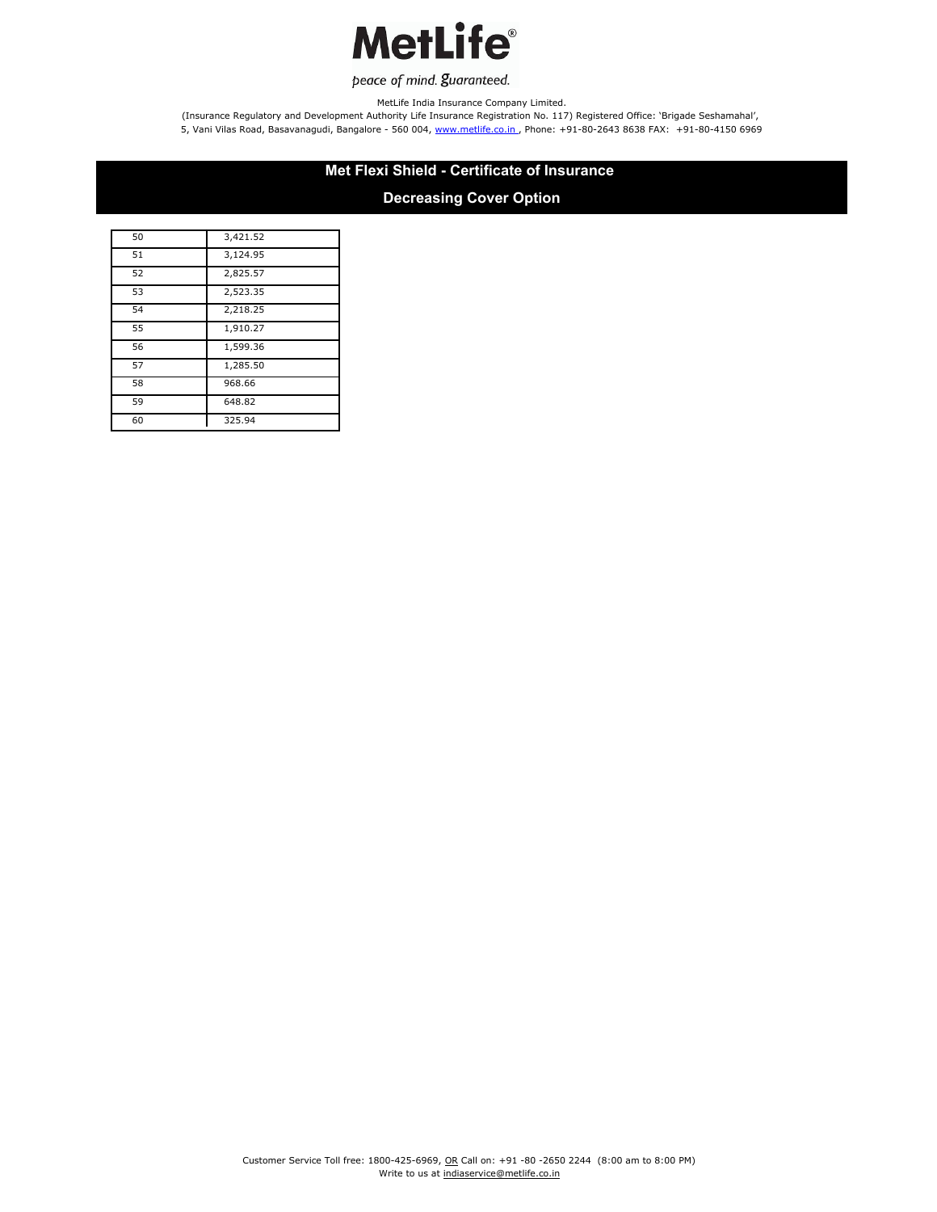# Met Flexi Shield - Certificate of Insurance

## Decreasing Cover Option

| | |
|---|---|
| 50 | 3,421.52 |
| 51 | 3,124.95 |
| 52 | 2,825.57 |
| 53 | 2,523.35 |
| 54 | 2,218.25 |
| 55 | 1,910.27 |
| 56 | 1,599.36 |
| 57 | 1,285.50 |
| 58 | 968.66 |
| 59 | 648.82 |
| 60 | 325.94 |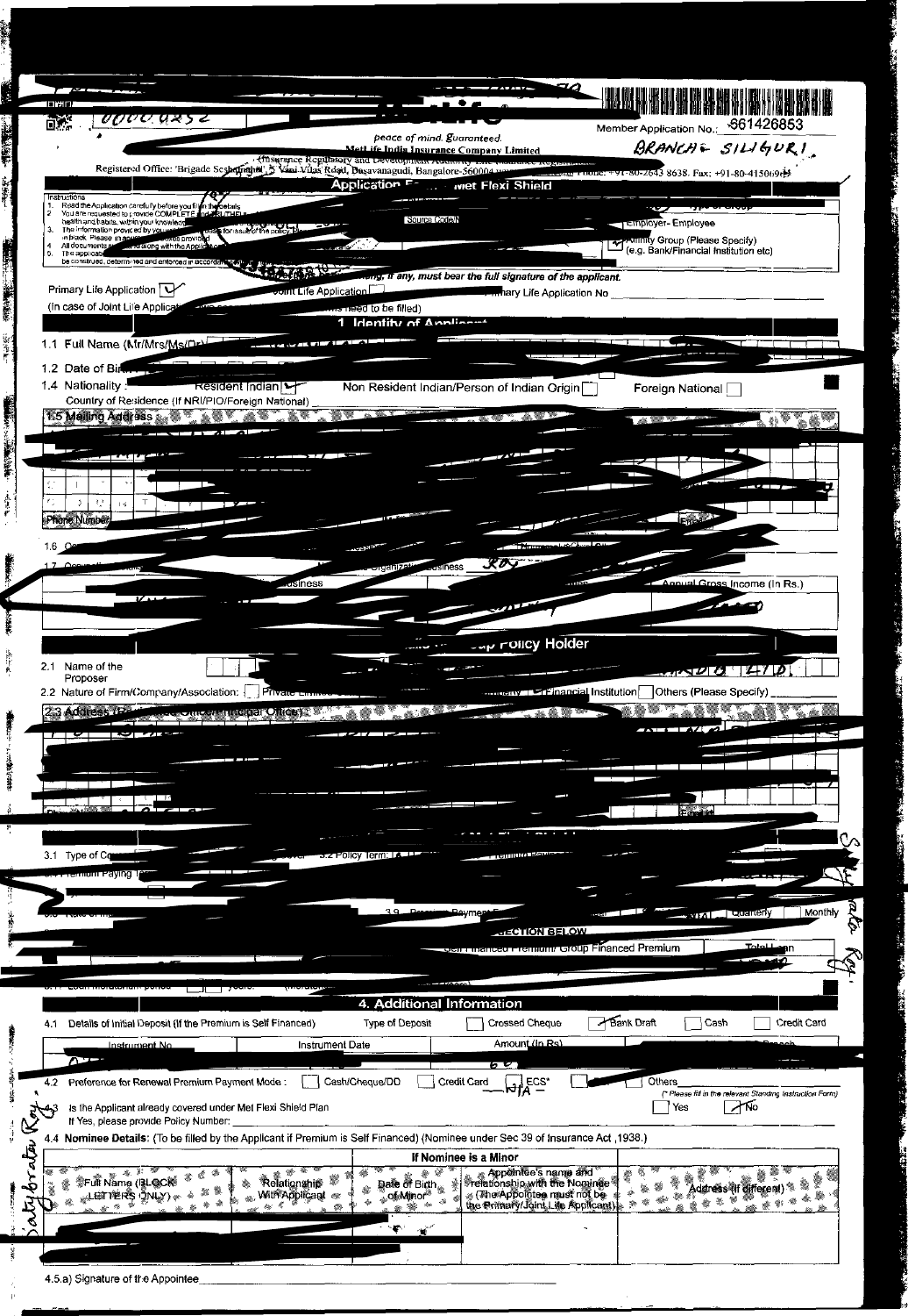Member Application No.: 661426853

BRANCH - SILIGURI

peace of mind. guaranteed.

MetLife India Insurance Company Limited

(Insurance Regulatory and Development Authority

Registered Office: 'Brigade Seshamahal', 5 Vani Vilas Road, Basavanagudi, Bangalore-560004 Phone: +91-80-2643 8638. Fax: +91-80-41506969

## Application Form - Met Flexi Shield

Instructions

1. Read the Application carefully before you fill in the details
2. You are requested to provide COMPLETE and TRUTHFUL health and habits, within your knowledge
3. The information provided by you will form the basis for issue of the policy
4. All documents along with the Application
5. The application be construed, determined and enforced in accordance

Source Code

Employer- Employee

☑ Affinity Group (Please Specify) (e.g. Bank/Financial Institution etc)

*any, must bear the full signature of the applicant.*

Primary Life Application ☑ Joint Life Application ☐ Primary Life Application No

(In case of Joint Life Application ... need to be filled)

### 1. Identity of Applicant

1.1 Full Name (Mr/Mrs/Ms/Dr)

1.2 Date of Birth

1.4 Nationality : Resident Indian ☑ Non Resident Indian/Person of Indian Origin ☐ Foreign National ☐

Country of Residence (If NRI/PIO/Foreign National)

1.5 Mailing Address

Phone Number

Email

1.6

1.7 Organization/Business

Business

Annual Gross Income (In Rs.)

### 2. Group Policy Holder

2.1 Name of the Proposer

2.2 Nature of Firm/Company/Association: ☐ Private Limited ☑ Financial Institution ☐ Others (Please Specify)

2.3 Address (Registered Office/Principal Office)

Email

### 3.

3.1 Type of Cover 3.2 Policy Term:

3.4 Premium Paying

3.9 Premium Payment Frequency Quarterly ☐ Monthly ☐

SECTION BELOW

Self Financed Premium/ Group Financed Premium Total Loan

3.11 Loan moratorium period ☐☐ years.

### 4. Additional Information

4.1 Details of Initial Deposit (If the Premium is Self Financed) Type of Deposit ☐ Crossed Cheque ☑ Bank Draft ☐ Cash ☐ Credit Card

| Instrument No. | Instrument Date | Amount (In Rs) | Branch |
|---|---|---|---|
| | | | |

4.2 Preference for Renewal Premium Payment Mode : ☐ Cash/Cheque/DD ☐ Credit Card ☐ ECS* ☐ ☐ Others

NA

(*Please fill in the relevant Standing Instruction Form)

4.3 Is the Applicant already covered under Met Flexi Shield Plan ☐ Yes ☑ No

If Yes, please provide Policy Number:

4.4 **Nominee Details:** (To be filled by the Applicant if Premium is Self Financed) (Nominee under Sec 39 of Insurance Act ,1938.)

| Full Name (BLOCK LETTERS ONLY) | Relationship With Applicant | If Nominee is a Minor: Date of Birth of Minor | If Nominee is a Minor: Appointee's name and relationship with the Nominee (The Appointee must not be the Primary/Joint Life Applicant) | Address (if different) |
|---|---|---|---|---|
| | | | | |

4.5.a) Signature of the Appointee

Satyabrata Roy.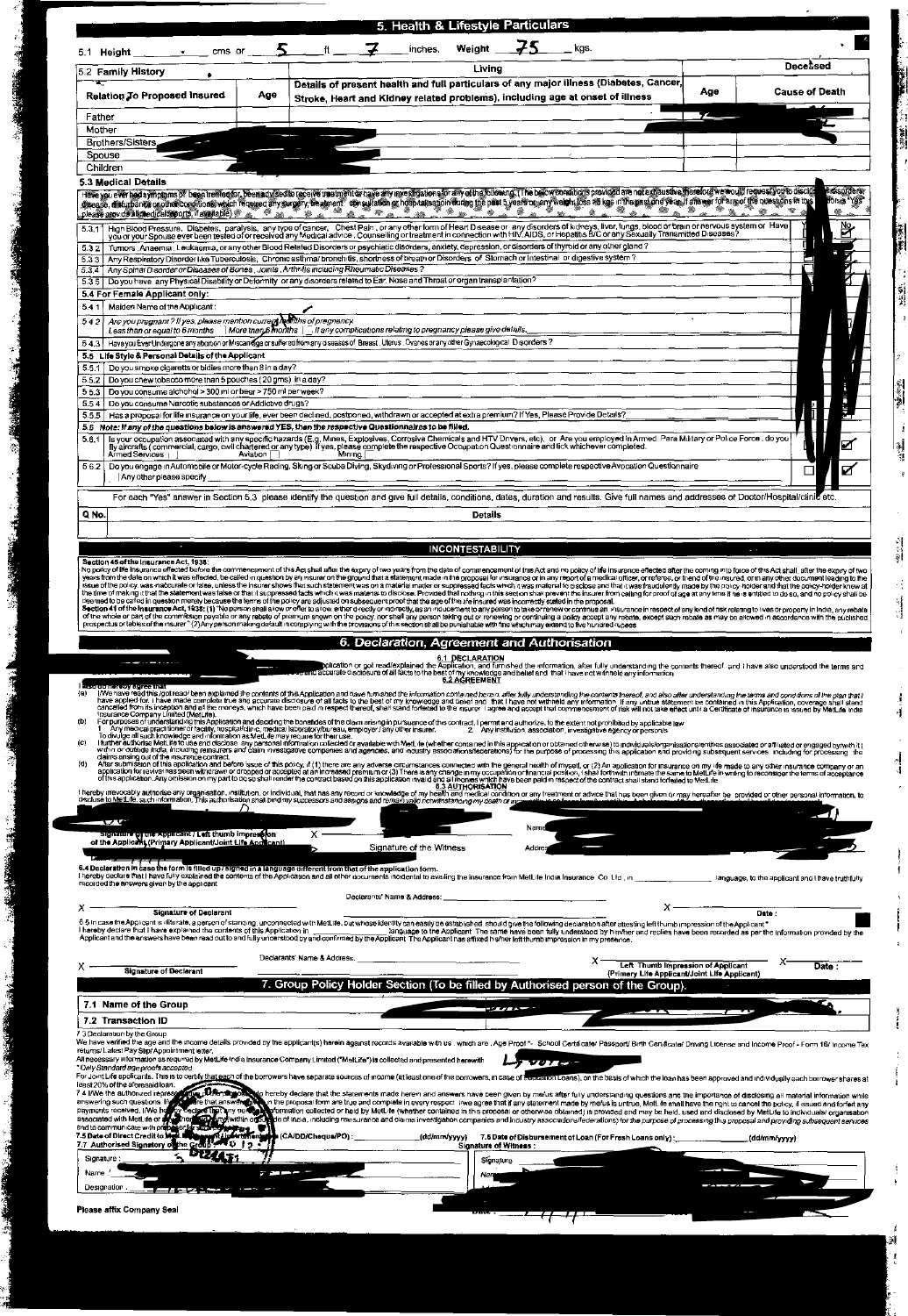# 5. Health & Lifestyle Particulars

5.1 Height ______ cms or 5 ft 7 inches. Weight 75 kgs.

5.2 Family History

| Relation To Proposed Insured | Age | Living: Details of present health and full particulars of any major illness (Diabetes, Cancer, Stroke, Heart and Kidney related problems), including age at onset of illness | Deceased: Age | Deceased: Cause of Death |
|---|---|---|---|---|
| Father | | | | |
| Mother | | | | |
| Brothers/Sisters | | | | |
| Spouse | | | | |
| Children | | | | |

**5.3 Medical Details**

Have you ever had symptoms of, been treated for, been advised to receive treatment or have any investigations for any of the following. (The below conditions provided are not exhaustive therefore we would request you to disclose all disorders, disease, disturbance or other conditions) which required any surgery, treatment, consultation or hospitalisation during the past 5 years or any weight loss 5 kgs in the past one year. If answer for any of the questions in this section is "Yes" please provide all medical reports, if available.

| | | Yes | No |
|---|---|---|---|
| 5.3.1 | High Blood Pressure, Diabetes, paralysis, any type of cancer, Chest Pain, or any other form of Heart Disease or any disorders of kidneys, liver, lungs, blood or brain or nervous system or Have you or your Spouse ever been tested of or received any Medical advice, Counselling or treatment in connection with HIV, AIDS, or Hepatitis B/C or any Sexually Transmitted Diseases? | | ✓ |
| 5.3.2 | Tumors, Anaemia, Leukaemia, or any other Blood Related Disorders or psychiatric disorders, anxiety, depression, or disorders of thyroid or any other gland? | | ✓ |
| 5.3.3 | Any Respiratory Disorder like Tuberculosis, Chronic asthma/ bronchitis, shortness of breath or Disorders of Stomach or Intestinal or digestive system? | | ✓ |
| 5.3.4 | Any Spinal Disorder or Diseases of Bones, Joints, Arthritis including Rheumatic Diseases? | | ✓ |
| 5.3.5 | Do you have any Physical Disability or Deformity or any disorders related to Ear, Nose and Throat or organ transplantation? | | ✓ |
| **5.4 For Female Applicant only:** | | | |
| 5.4.1 | Maiden Name of the Applicant: | | |
| 5.4.2 | *Are you pregnant? If yes, please mention current months of pregnancy. Less than or equal to 6 months / More than 6 months / If any complications relating to pregnancy please give details* | | |
| 5.4.3 | Have you Ever Undergone any abortion or Miscarriage or suffered from any diseases of Breast, Uterus, Ovaries or any other Gynaecological Disorders? | | |
| **5.5 Life Style & Personal Details of the Applicant** | | | |
| 5.5.1 | Do you smoke cigarettes or bidies more than 8 in a day? | | |
| 5.5.2 | Do you chew tobacco more than 5 pouches (20 gms) in a day? | | |
| 5.5.3 | Do you consume alchohol > 300 ml or beer > 750 ml per week? | | |
| 5.5.4 | Do you consume Narcotic substances or Addictive drugs? | | |
| 5.5.5 | Has a proposal for life insurance on your life, ever been declined, postponed, withdrawn or accepted at extra premium? If Yes, Please Provide Details? | | |
| **5.6 Note: If any of the questions below is answered YES, then the respective Questionnaires to be filled.** | | | |
| 5.6.1 | Is your occupation associated with any specific hazards (E.g. Mines, Explosives, Corrosive Chemicals and HTV Drivers, etc), or Are you employed in Armed, Para Military or Police Force, do you fly aircrafts (commercial, cargo, civil chartered or any type) If yes, please complete the respective Occupation Questionnaire and tick whichever completed. Armed Services / Aviation / Mining | | ✓ |
| 5.6.2 | Do you engage in Automobile or Motor-cycle Racing, Skiing or Scuba Diving, Skydiving or Professional Sports? If yes, please complete respective Avocation Questionnaire / Any other please specify | | ✓ |

For each "Yes" answer in Section 5.3 please identify the question and give full details, conditions, dates, duration and results. Give full names and addresses of Doctor/Hospital/clinic etc.

| Q No. | Details |
|---|---|
| | |

## INCONTESTABILITY

**Section 45 of the Insurance Act, 1938:** No policy of life insurance effected before the commencement of this Act shall after the expiry of two years from the date of commencement of this Act and no policy of life insurance effected after the coming into force of this Act shall, after the expiry of two years from the date on which it was effected, be called in question by an insurer on the ground that a statement made in the proposal for insurance or in any report of a medical officer, or referee, or friend of the insured, or in any other document leading to the issue of the policy, was inaccurate or false, unless the insurer shows that such statement was on a material matter or suppressed facts which it was material to disclose and that it was fraudulently made by the policy-holder and that the policy-holder knew at the time of making it that the statement was false or that it suppressed facts which it was material to disclose. Provided that nothing in this section shall prevent the insurer from calling for proof of age at any time if he is entitled to do so, and no policy shall be deemed to be called in question merely because the terms of the policy are adjusted on subsequent proof that the age of the life insured was incorrectly stated in the proposal.
**Section 41 of the Insurance Act, 1938: (1)** "No person shall allow or offer to allow, either directly or indirectly, as an inducement to any person to take or renew or continue an insurance in respect of any kind of risk relating to lives or property in India, any rebate of the whole or part of the commission payable or any rebate of the premium shown on the policy, nor shall any person taking out or renewing or continuing a policy accept any rebate, except such rebate as may be allowed in accordance with the published prospectus or tables of the insurer." (2) Any person making default in complying with the provisions of this section shall be punishable with fine which may extend to five hundred rupees.

# 6. Declaration, Agreement and Authorisation

**6.1 DECLARATION**

...application or got read/explained the Application, and furnished the information, after fully understanding the contents thereof, and I have also understood the terms and ...and accurate disclosure of all facts to the best of my knowledge and belief and that I have not withheld any information.

**6.2 AGREEMENT**

I also do hereby agree that:

(a) I/We have read this/got read/ been explained the contents of this Application and have furnished the information contained herein, after fully understanding the contents thereof, and also after understanding the terms and conditions of the plan that I have applied for. I have made complete true and accurate disclosure of all facts to the best of my knowledge and belief and that I have not withheld any information. If any untrue statement be contained in this Application, coverage shall stand cancelled from its inception and all the moneys, which have been paid in respect thereof, shall stand forfeited to the insurer. I agree and accept that commencement of risk will not take effect until a Certificate of Insurance is issued by MetLife India Insurance Company Limited (MetLife).

(b) For purposes of underwriting this Application and deciding the bonafides of the claim arising in pursuance of this contract, I permit and authorize, to the extent not prohibited by applicable law
1. Any medical practitioner or facility, hospital/clinic, medical laboratory/bureau, employer / any other insurer. 2. Any institution, association, investigative agency or persons
To divulge all such knowledge and information as MetLife may require for their use.

(c) I further authorise MetLife to use and disclose any personal information collected or available with MetLife (whether contained in this application or obtained otherwise) to individuals/organisations/entities associated or affiliated or engaged by/with it within or outside India, including reinsurers and claim investigative companies and agencies, and industry associations/federations) for the purpose of processing this application and providing subsequent services including for processing the claims arising out of the insurance contract.

(d) After submission of this application and before issue of this policy, if (1) there are any adverse circumstances connected with the general health of myself, or (2) An application for insurance on my life made to any other insurance company or an application for revival has been withdrawn or dropped or accepted at an increased premium or (3) There is any change in my occupation or financial position, I shall forthwith intimate the same to MetLife in writing to reconsider the terms of acceptance of this application. Any omission on my part to do so shall render the contract based on this application invalid and all monies which have been paid in respect of the contract shall stand forfeited to MetLife.

**6.3 AUTHORISATION**

I hereby irrevocably authorise any organisation, institution, or individual, that has any record or knowledge of my health and medical condition or any treatment or advice that has been given or may hereafter be provided or other personal information, to disclose to MetLife, such information. This authorisation shall bind my successors and assigns and remain valid notwithstanding my death or...

X ______ Signature of the Applicant / Left thumb Impression of the Applicant (Primary Applicant/Joint Life Applicant)

X ______ Signature of the Witness

Name ______

Address ______

**6.4 Declaration in case the form is filled up / signed in a language different from that of the application form.**

I hereby declare that I have fully explained the contents of the Application and all other documents incidental to availing the insurance from MetLife India Insurance Co. Ltd., in ______ language, to the applicant and I have truthfully recorded the answers given by the applicant.

Declarants' Name & Address: ______

X ______ Signature of Declarant

X ______ Date:

6.5 In case the Applicant is illiterate, a person of standing, unconnected with MetLife, but whose identity can easily be established, should give the following declaration after attesting left thumb impression of the Applicant.*

I hereby declare that I have explained the contents of this Application in ______ language to the Applicant. The same have been fully understood by him/her and replies have been recorded as per the information provided by the Applicant and the answers have been read out to and fully understood by and confirmed by the Applicant. The Applicant has affixed his/her left thumb impression in my presence.

Declarants' Name & Address: ______

X ______ Signature of Declarant

X ______ Left Thumb Impression of Applicant (Primary Life Applicant/Joint Life Applicant)

X ______ Date:

# 7. Group Policy Holder Section (To be filled by Authorised person of the Group).

| | |
|---|---|
| 7.1 Name of the Group | |
| 7.2 Transaction ID | |

7.3 Declaration by the Group

We have verified the age and the income details provided by the applicant(s) herein against records available with us, which are: Age Proof *- School Certificate/ Passport/ Birth Certificate/ Driving License and Income Proof - Form 16/ Income Tax returns/ Latest Pay Slip/ Appointment letter.

All necessary information as required by MetLife India Insurance Company Limited ("MetLife") is collected and presented herewith

* Only Standard age proofs accepted

For Joint Life applicants: This is to certify that each of the borrowers have separate sources of income (at least one of the borrowers, in case of Education Loans), on the basis of which the loan has been approved and individually each borrower shares at least 20% of the aforesaid loan.

7.4 I/We the authorised representative ... do hereby declare that the statements made herein and answers have been given by me/us after fully understanding questions and the importance of disclosing all material information while answering such questions. I/We ... that answers ... in the proposal form are true and complete in every respect. I/we agree that if any statement made by me/us is untrue, MetLife shall have the right to cancel the policy, if issued and forfeit any payments received. I/We hereby declare that any ... information collected or held by MetLife (whether contained in this proposal or otherwise obtained) is provided and may be paid, used and disclosed by MetLife to individuals/ organisation associated with MetLife or ... within or outside of India, including reinsurance and claims investigation companies and industry associations/federations) for the purpose of processing this proposal and providing subsequent services and to communicate with ...

7.5 Date of Direct Credit to ... (CA/DD/Cheque/PO): ______ (dd/mm/yyyy)

7.6 Date of Disbursement of Loan (For Fresh Loans only): ______ (dd/mm/yyyy)

7.7 Authorised Signatory of the Group

Signature of Witness:

Signature: ______

Name: ______

Designation: ______

Signature ______

Name ______

Date ______

Please affix Company Seal